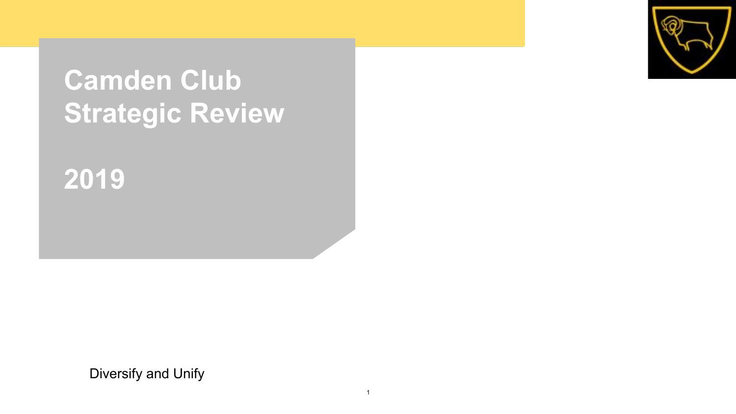# Camden Club Strategic Review

# 2019

Diversify and Unify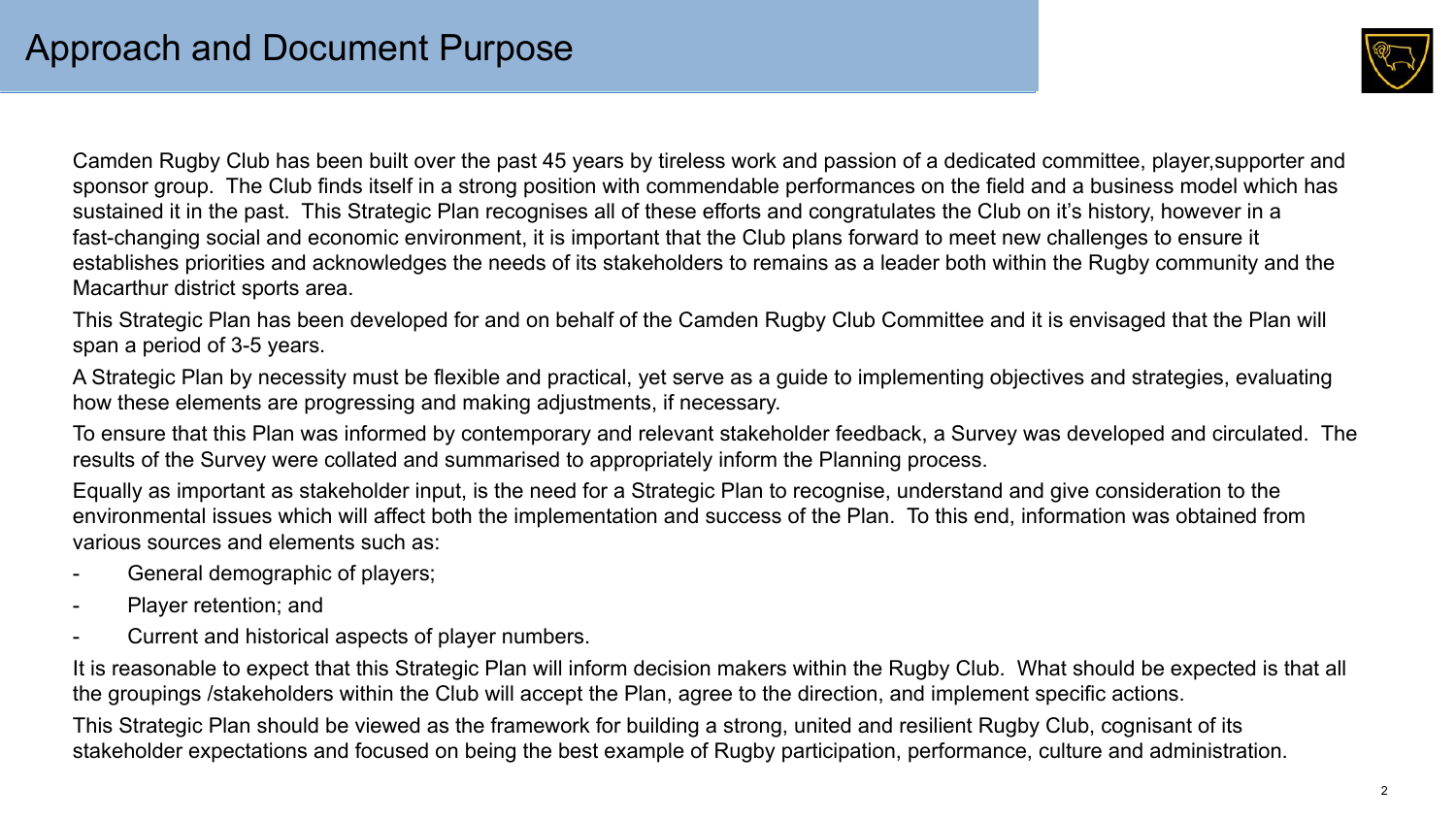# Approach and Document Purpose

Camden Rugby Club has been built over the past 45 years by tireless work and passion of a dedicated committee, player,supporter and sponsor group. The Club finds itself in a strong position with commendable performances on the field and a business model which has sustained it in the past. This Strategic Plan recognises all of these efforts and congratulates the Club on it's history, however in a fast-changing social and economic environment, it is important that the Club plans forward to meet new challenges to ensure it establishes priorities and acknowledges the needs of its stakeholders to remains as a leader both within the Rugby community and the Macarthur district sports area.

This Strategic Plan has been developed for and on behalf of the Camden Rugby Club Committee and it is envisaged that the Plan will span a period of 3-5 years.

A Strategic Plan by necessity must be flexible and practical, yet serve as a guide to implementing objectives and strategies, evaluating how these elements are progressing and making adjustments, if necessary.

To ensure that this Plan was informed by contemporary and relevant stakeholder feedback, a Survey was developed and circulated. The results of the Survey were collated and summarised to appropriately inform the Planning process.

Equally as important as stakeholder input, is the need for a Strategic Plan to recognise, understand and give consideration to the environmental issues which will affect both the implementation and success of the Plan. To this end, information was obtained from various sources and elements such as:

- General demographic of players;
- Player retention; and
- Current and historical aspects of player numbers.

It is reasonable to expect that this Strategic Plan will inform decision makers within the Rugby Club. What should be expected is that all the groupings /stakeholders within the Club will accept the Plan, agree to the direction, and implement specific actions.

This Strategic Plan should be viewed as the framework for building a strong, united and resilient Rugby Club, cognisant of its stakeholder expectations and focused on being the best example of Rugby participation, performance, culture and administration.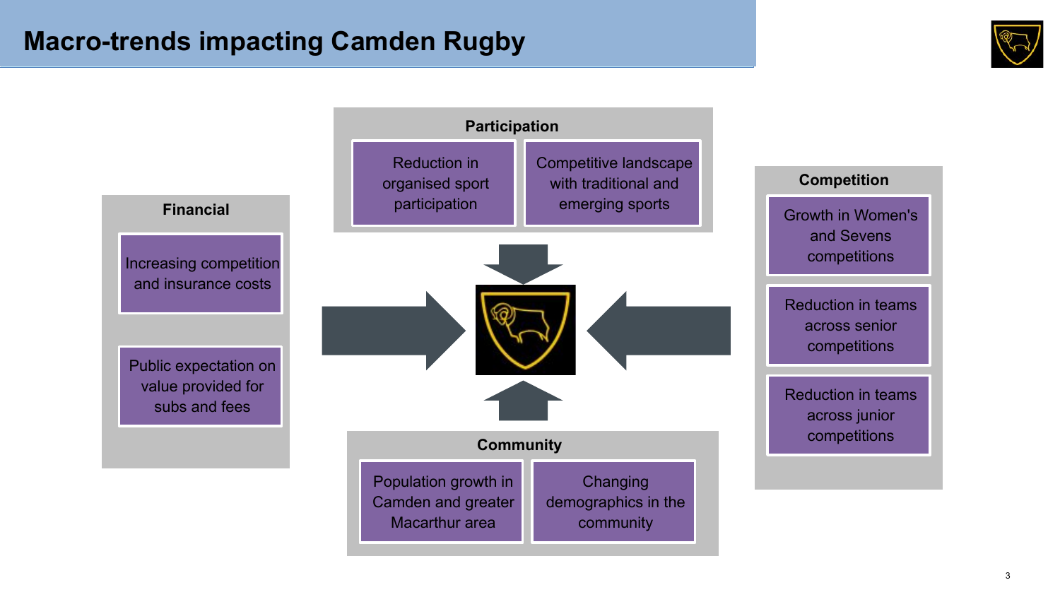# Macro-trends impacting Camden Rugby

## Participation

- Reduction in organised sport participation
- Competitive landscape with traditional and emerging sports

## Financial

- Increasing competition and insurance costs
- Public expectation on value provided for subs and fees

## Competition

- Growth in Women's and Sevens competitions
- Reduction in teams across senior competitions
- Reduction in teams across junior competitions

## Community

- Population growth in Camden and greater Macarthur area
- Changing demographics in the community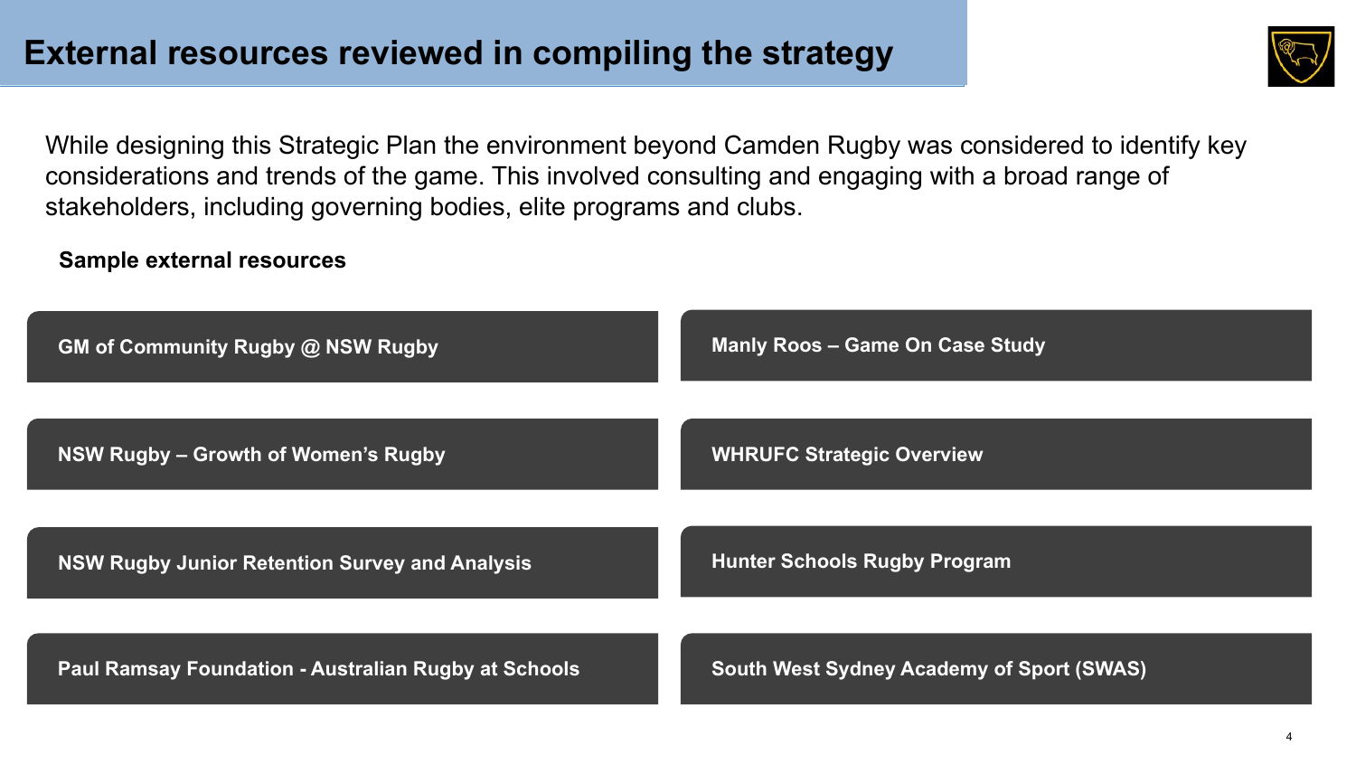# External resources reviewed in compiling the strategy

While designing this Strategic Plan the environment beyond Camden Rugby was considered to identify key considerations and trends of the game. This involved consulting and engaging with a broad range of stakeholders, including governing bodies, elite programs and clubs.

**Sample external resources**

- **GM of Community Rugby @ NSW Rugby**
- **NSW Rugby – Growth of Women's Rugby**
- **NSW Rugby Junior Retention Survey and Analysis**
- **Paul Ramsay Foundation - Australian Rugby at Schools**
- **Manly Roos – Game On Case Study**
- **WHRUFC Strategic Overview**
- **Hunter Schools Rugby Program**
- **South West Sydney Academy of Sport (SWAS)**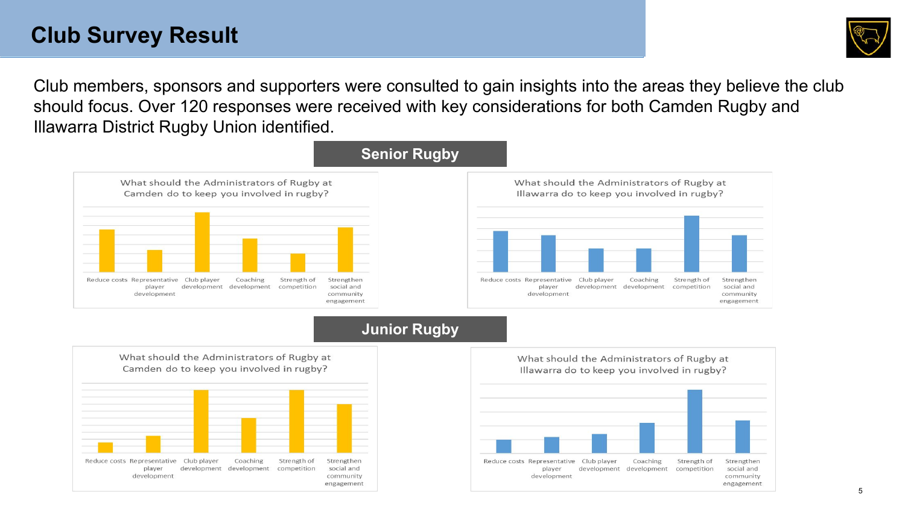# Club Survey Result

Club members, sponsors and supporters were consulted to gain insights into the areas they believe the club should focus. Over 120 responses were received with key considerations for both Camden Rugby and Illawarra District Rugby Union identified.

## Senior Rugby

What should the Administrators of Rugby at Camden do to keep you involved in rugby?

Reduce costs | Representative player development | Club player development | Coaching development | Strength of competition | Strengthen social and community engagement

What should the Administrators of Rugby at Illawarra do to keep you involved in rugby?

Reduce costs | Representative player development | Club player development | Coaching development | Strength of competition | Strengthen social and community engagement

## Junior Rugby

What should the Administrators of Rugby at Camden do to keep you involved in rugby?

Reduce costs | Representative player development | Club player development | Coaching development | Strength of competition | Strengthen social and community engagement

What should the Administrators of Rugby at Illawarra do to keep you involved in rugby?

Reduce costs | Representative player development | Club player development | Coaching development | Strength of competition | Strengthen social and community engagement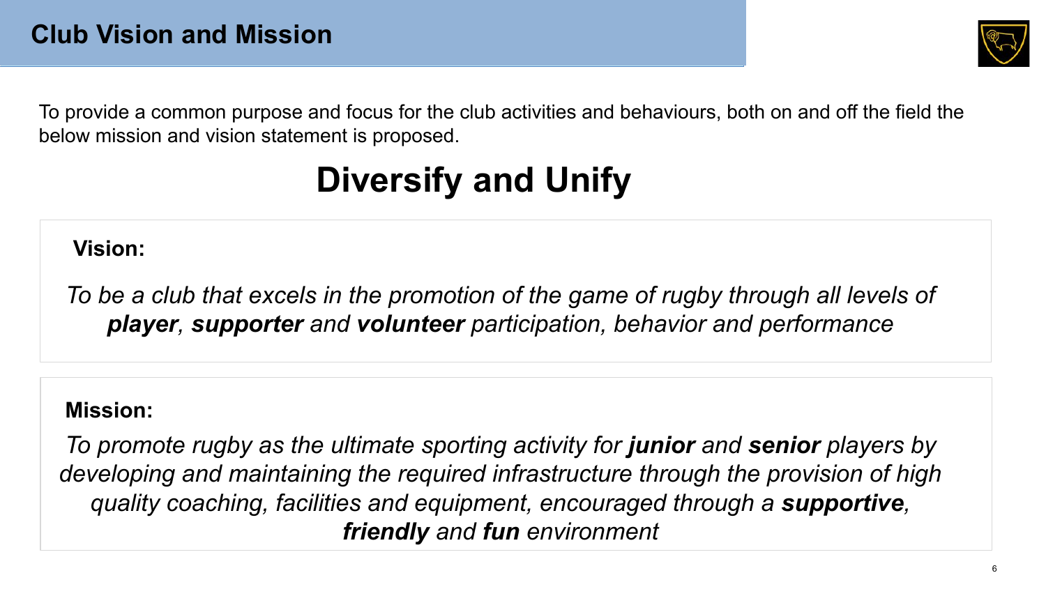# Club Vision and Mission

To provide a common purpose and focus for the club activities and behaviours, both on and off the field the below mission and vision statement is proposed.

## Diversify and Unify

**Vision:**

*To be a club that excels in the promotion of the game of rugby through all levels of **player**, **supporter** and **volunteer** participation, behavior and performance*

**Mission:**

*To promote rugby as the ultimate sporting activity for **junior** and **senior** players by developing and maintaining the required infrastructure through the provision of high quality coaching, facilities and equipment, encouraged through a **supportive**, **friendly** and **fun** environment*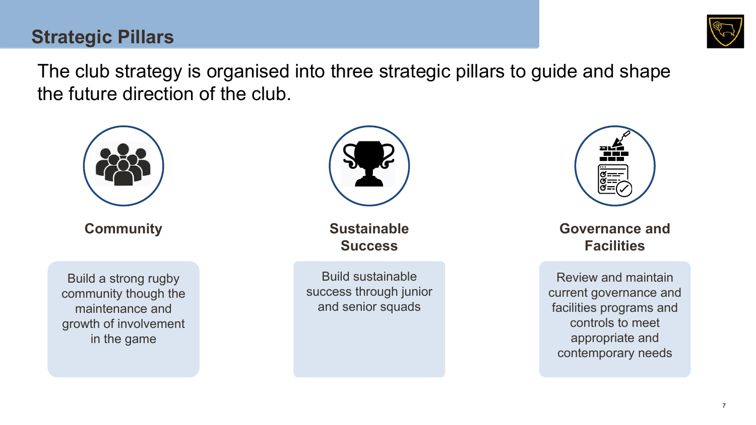## Strategic Pillars

The club strategy is organised into three strategic pillars to guide and shape the future direction of the club.

### Community

Build a strong rugby community though the maintenance and growth of involvement in the game

### Sustainable Success

Build sustainable success through junior and senior squads

### Governance and Facilities

Review and maintain current governance and facilities programs and controls to meet appropriate and contemporary needs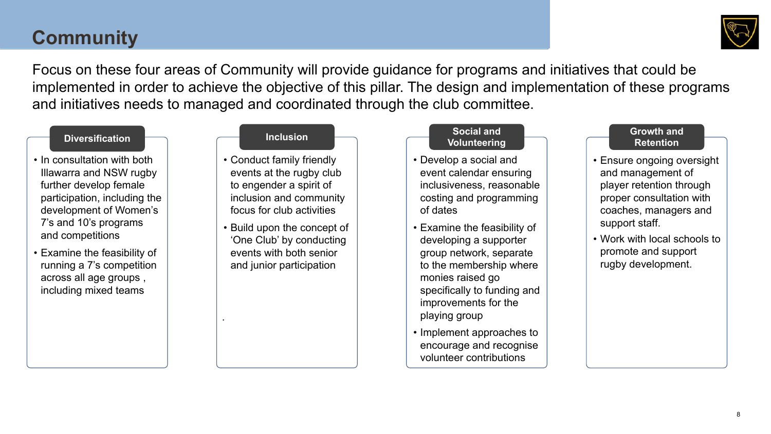# Community

Focus on these four areas of Community will provide guidance for programs and initiatives that could be implemented in order to achieve the objective of this pillar. The design and implementation of these programs and initiatives needs to managed and coordinated through the club committee.

## Diversification

- In consultation with both Illawarra and NSW rugby further develop female participation, including the development of Women's 7's and 10's programs and competitions
- Examine the feasibility of running a 7's competition across all age groups , including mixed teams

## Inclusion

- Conduct family friendly events at the rugby club to engender a spirit of inclusion and community focus for club activities
- Build upon the concept of 'One Club' by conducting events with both senior and junior participation

## Social and Volunteering

- Develop a social and event calendar ensuring inclusiveness, reasonable costing and programming of dates
- Examine the feasibility of developing a supporter group network, separate to the membership where monies raised go specifically to funding and improvements for the playing group
- Implement approaches to encourage and recognise volunteer contributions

## Growth and Retention

- Ensure ongoing oversight and management of player retention through proper consultation with coaches, managers and support staff.
- Work with local schools to promote and support rugby development.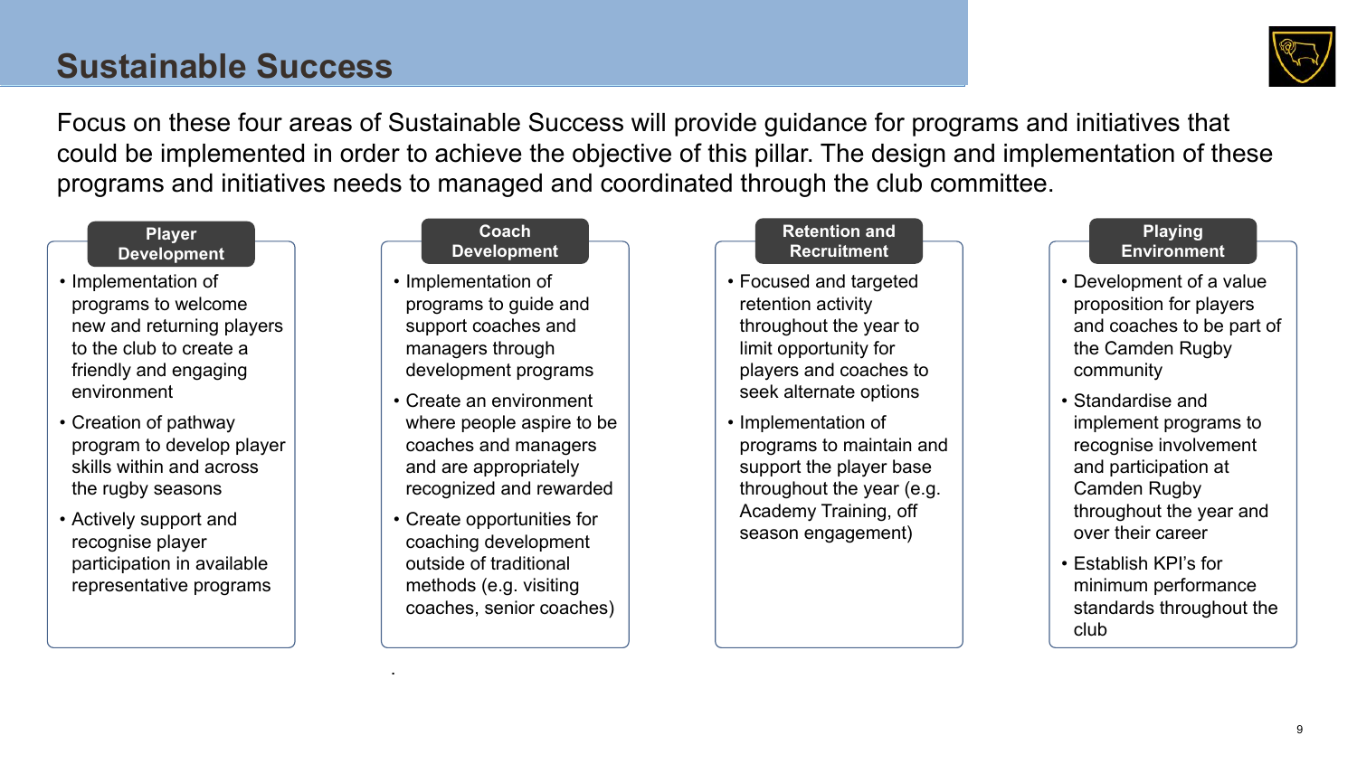# Sustainable Success

Focus on these four areas of Sustainable Success will provide guidance for programs and initiatives that could be implemented in order to achieve the objective of this pillar. The design and implementation of these programs and initiatives needs to managed and coordinated through the club committee.

## Player Development

- Implementation of programs to welcome new and returning players to the club to create a friendly and engaging environment
- Creation of pathway program to develop player skills within and across the rugby seasons
- Actively support and recognise player participation in available representative programs

## Coach Development

- Implementation of programs to guide and support coaches and managers through development programs
- Create an environment where people aspire to be coaches and managers and are appropriately recognized and rewarded
- Create opportunities for coaching development outside of traditional methods (e.g. visiting coaches, senior coaches)

## Retention and Recruitment

- Focused and targeted retention activity throughout the year to limit opportunity for players and coaches to seek alternate options
- Implementation of programs to maintain and support the player base throughout the year (e.g. Academy Training, off season engagement)

## Playing Environment

- Development of a value proposition for players and coaches to be part of the Camden Rugby community
- Standardise and implement programs to recognise involvement and participation at Camden Rugby throughout the year and over their career
- Establish KPI's for minimum performance standards throughout the club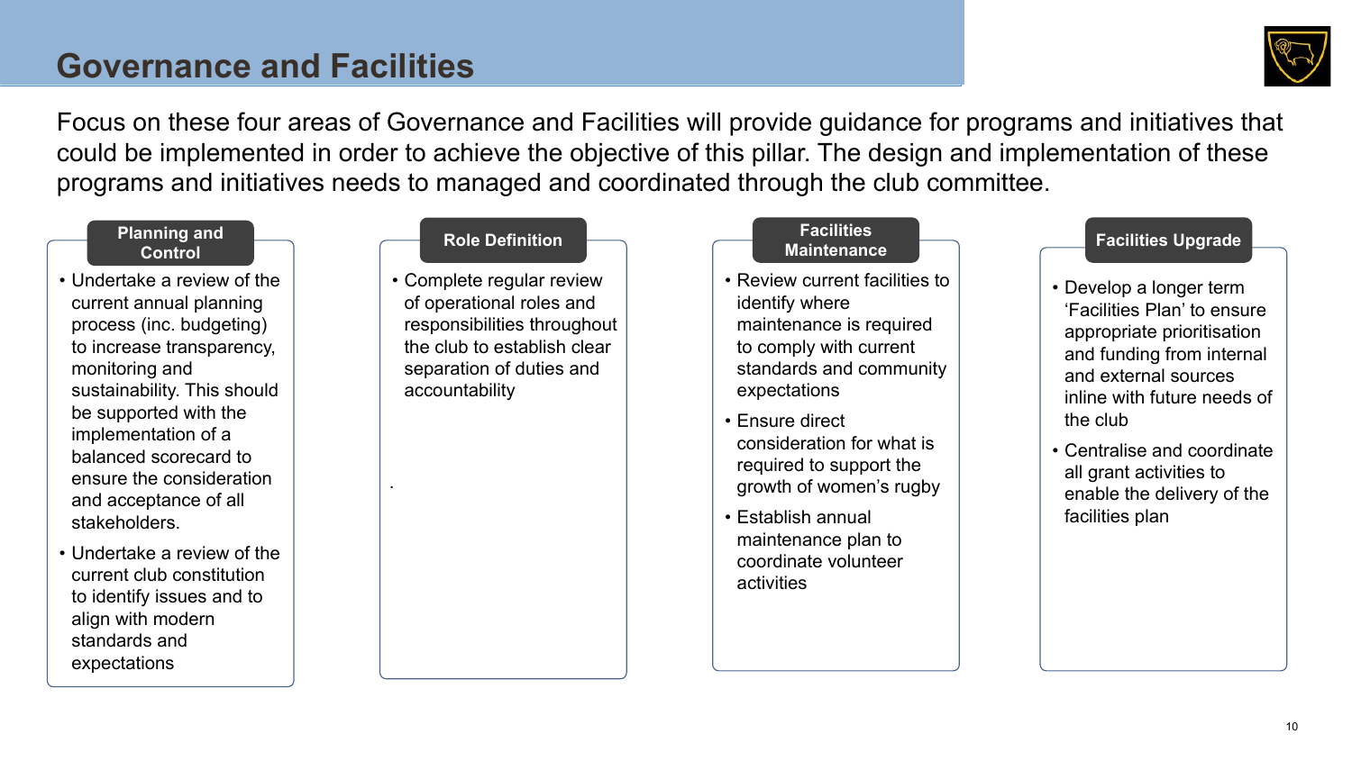# Governance and Facilities

Focus on these four areas of Governance and Facilities will provide guidance for programs and initiatives that could be implemented in order to achieve the objective of this pillar. The design and implementation of these programs and initiatives needs to managed and coordinated through the club committee.

### Planning and Control

- Undertake a review of the current annual planning process (inc. budgeting) to increase transparency, monitoring and sustainability. This should be supported with the implementation of a balanced scorecard to ensure the consideration and acceptance of all stakeholders.
- Undertake a review of the current club constitution to identify issues and to align with modern standards and expectations

### Role Definition

- Complete regular review of operational roles and responsibilities throughout the club to establish clear separation of duties and accountability

.

### Facilities Maintenance

- Review current facilities to identify where maintenance is required to comply with current standards and community expectations
- Ensure direct consideration for what is required to support the growth of women's rugby
- Establish annual maintenance plan to coordinate volunteer activities

### Facilities Upgrade

- Develop a longer term 'Facilities Plan' to ensure appropriate prioritisation and funding from internal and external sources inline with future needs of the club
- Centralise and coordinate all grant activities to enable the delivery of the facilities plan